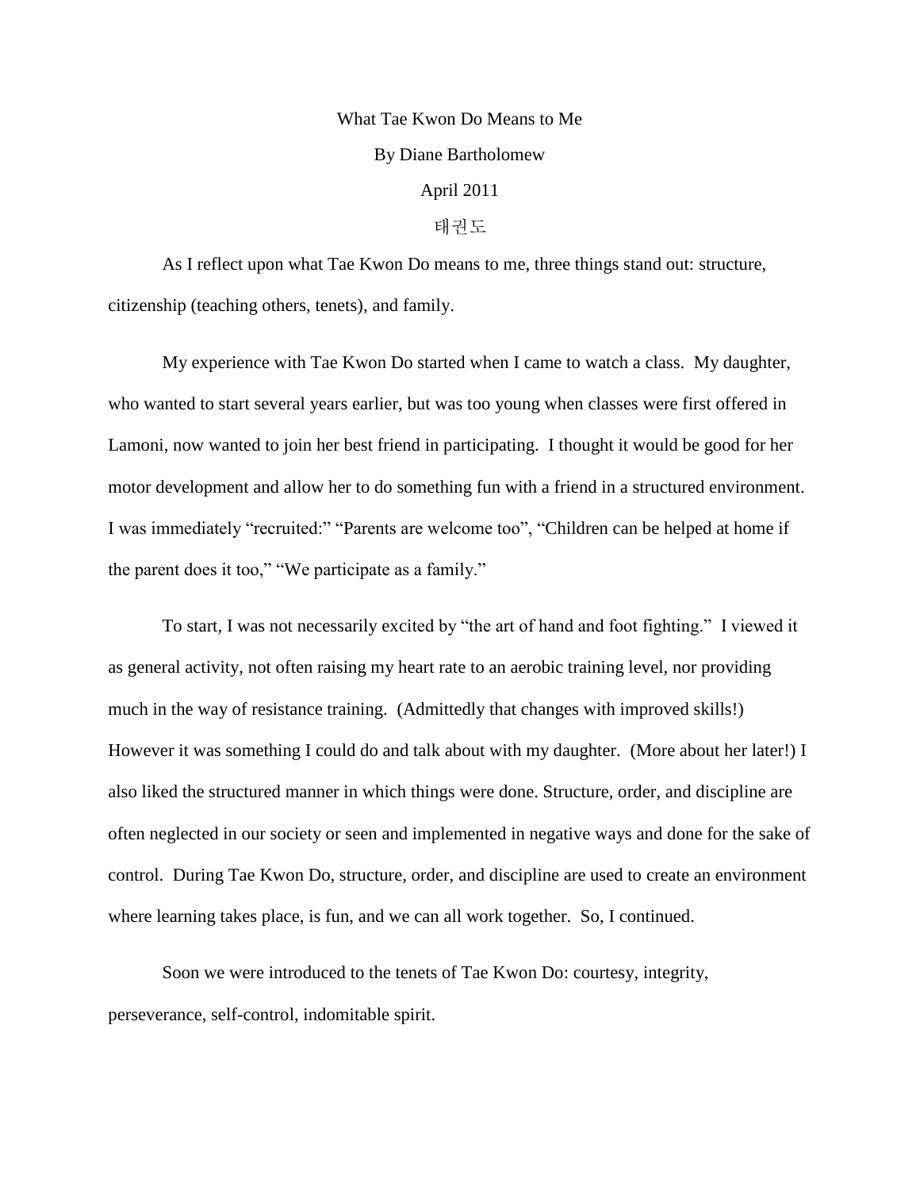# What Tae Kwon Do Means to Me

By Diane Bartholomew

April 2011

태권도

As I reflect upon what Tae Kwon Do means to me, three things stand out: structure, citizenship (teaching others, tenets), and family.

My experience with Tae Kwon Do started when I came to watch a class. My daughter, who wanted to start several years earlier, but was too young when classes were first offered in Lamoni, now wanted to join her best friend in participating. I thought it would be good for her motor development and allow her to do something fun with a friend in a structured environment. I was immediately "recruited:" "Parents are welcome too", "Children can be helped at home if the parent does it too," "We participate as a family."

To start, I was not necessarily excited by "the art of hand and foot fighting." I viewed it as general activity, not often raising my heart rate to an aerobic training level, nor providing much in the way of resistance training. (Admittedly that changes with improved skills!) However it was something I could do and talk about with my daughter. (More about her later!) I also liked the structured manner in which things were done. Structure, order, and discipline are often neglected in our society or seen and implemented in negative ways and done for the sake of control. During Tae Kwon Do, structure, order, and discipline are used to create an environment where learning takes place, is fun, and we can all work together. So, I continued.

Soon we were introduced to the tenets of Tae Kwon Do: courtesy, integrity, perseverance, self-control, indomitable spirit.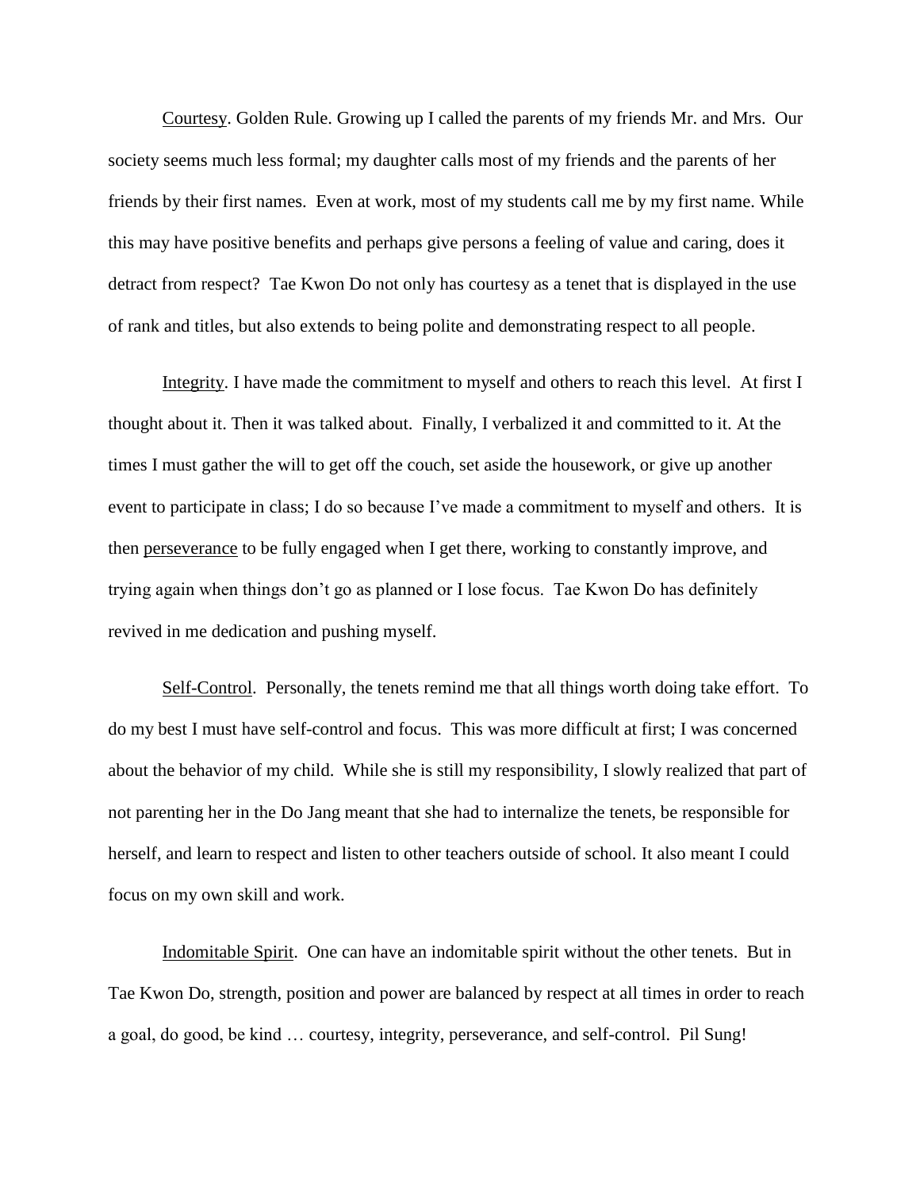Courtesy. Golden Rule. Growing up I called the parents of my friends Mr. and Mrs. Our society seems much less formal; my daughter calls most of my friends and the parents of her friends by their first names. Even at work, most of my students call me by my first name. While this may have positive benefits and perhaps give persons a feeling of value and caring, does it detract from respect? Tae Kwon Do not only has courtesy as a tenet that is displayed in the use of rank and titles, but also extends to being polite and demonstrating respect to all people.

Integrity. I have made the commitment to myself and others to reach this level. At first I thought about it. Then it was talked about. Finally, I verbalized it and committed to it. At the times I must gather the will to get off the couch, set aside the housework, or give up another event to participate in class; I do so because I've made a commitment to myself and others. It is then perseverance to be fully engaged when I get there, working to constantly improve, and trying again when things don't go as planned or I lose focus. Tae Kwon Do has definitely revived in me dedication and pushing myself.

Self-Control. Personally, the tenets remind me that all things worth doing take effort. To do my best I must have self-control and focus. This was more difficult at first; I was concerned about the behavior of my child. While she is still my responsibility, I slowly realized that part of not parenting her in the Do Jang meant that she had to internalize the tenets, be responsible for herself, and learn to respect and listen to other teachers outside of school. It also meant I could focus on my own skill and work.

Indomitable Spirit. One can have an indomitable spirit without the other tenets. But in Tae Kwon Do, strength, position and power are balanced by respect at all times in order to reach a goal, do good, be kind … courtesy, integrity, perseverance, and self-control. Pil Sung!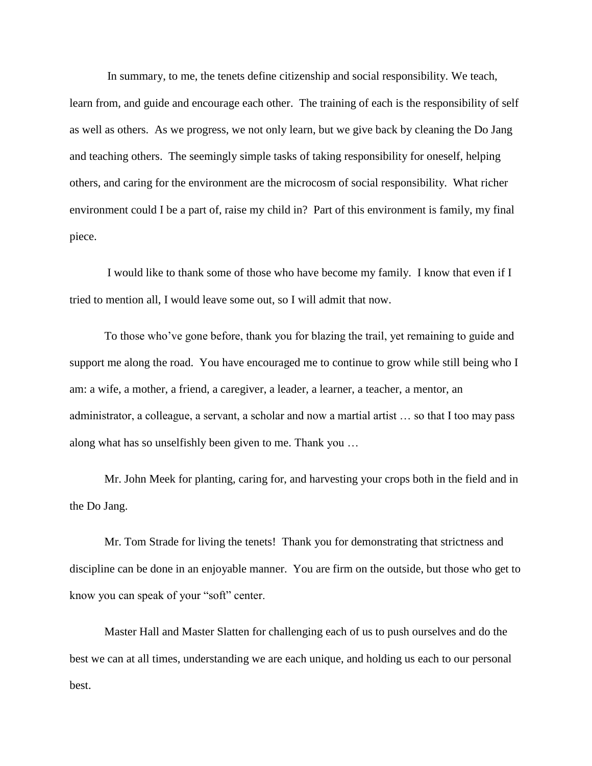In summary, to me, the tenets define citizenship and social responsibility. We teach, learn from, and guide and encourage each other. The training of each is the responsibility of self as well as others. As we progress, we not only learn, but we give back by cleaning the Do Jang and teaching others. The seemingly simple tasks of taking responsibility for oneself, helping others, and caring for the environment are the microcosm of social responsibility. What richer environment could I be a part of, raise my child in? Part of this environment is family, my final piece.

I would like to thank some of those who have become my family. I know that even if I tried to mention all, I would leave some out, so I will admit that now.

To those who've gone before, thank you for blazing the trail, yet remaining to guide and support me along the road. You have encouraged me to continue to grow while still being who I am: a wife, a mother, a friend, a caregiver, a leader, a learner, a teacher, a mentor, an administrator, a colleague, a servant, a scholar and now a martial artist … so that I too may pass along what has so unselfishly been given to me. Thank you …

Mr. John Meek for planting, caring for, and harvesting your crops both in the field and in the Do Jang.

Mr. Tom Strade for living the tenets! Thank you for demonstrating that strictness and discipline can be done in an enjoyable manner. You are firm on the outside, but those who get to know you can speak of your "soft" center.

Master Hall and Master Slatten for challenging each of us to push ourselves and do the best we can at all times, understanding we are each unique, and holding us each to our personal best.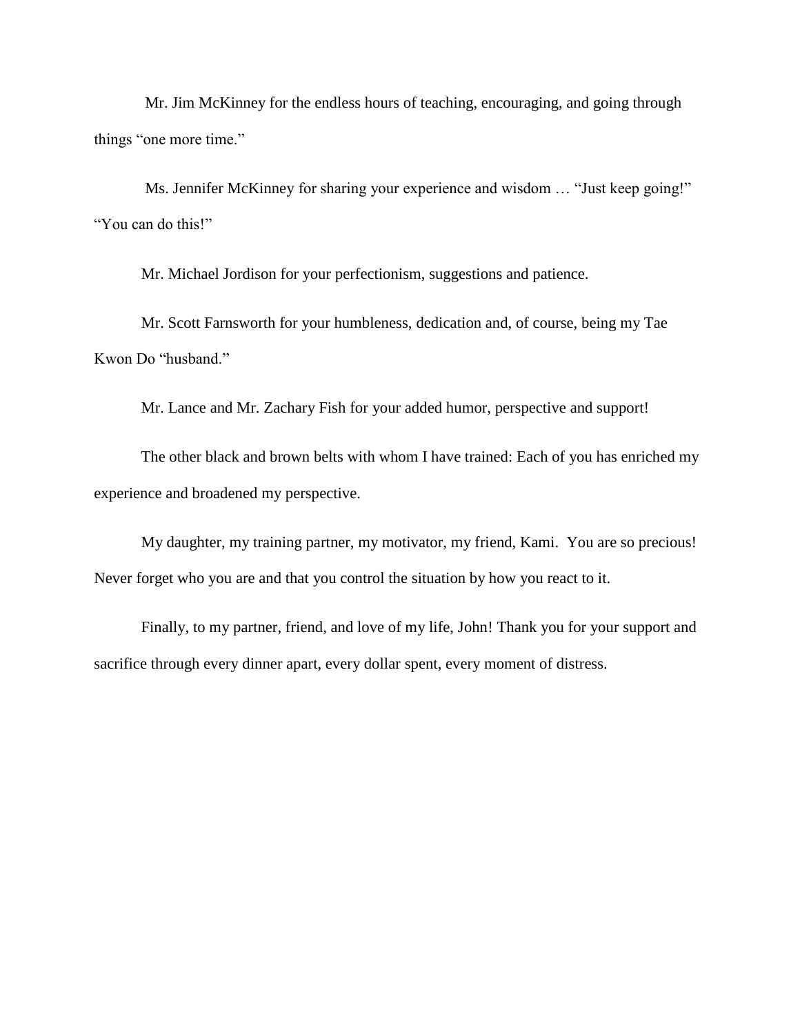Mr. Jim McKinney for the endless hours of teaching, encouraging, and going through things "one more time."

Ms. Jennifer McKinney for sharing your experience and wisdom … "Just keep going!" "You can do this!"

Mr. Michael Jordison for your perfectionism, suggestions and patience.

Mr. Scott Farnsworth for your humbleness, dedication and, of course, being my Tae Kwon Do "husband."

Mr. Lance and Mr. Zachary Fish for your added humor, perspective and support!

The other black and brown belts with whom I have trained: Each of you has enriched my experience and broadened my perspective.

My daughter, my training partner, my motivator, my friend, Kami. You are so precious! Never forget who you are and that you control the situation by how you react to it.

Finally, to my partner, friend, and love of my life, John! Thank you for your support and sacrifice through every dinner apart, every dollar spent, every moment of distress.